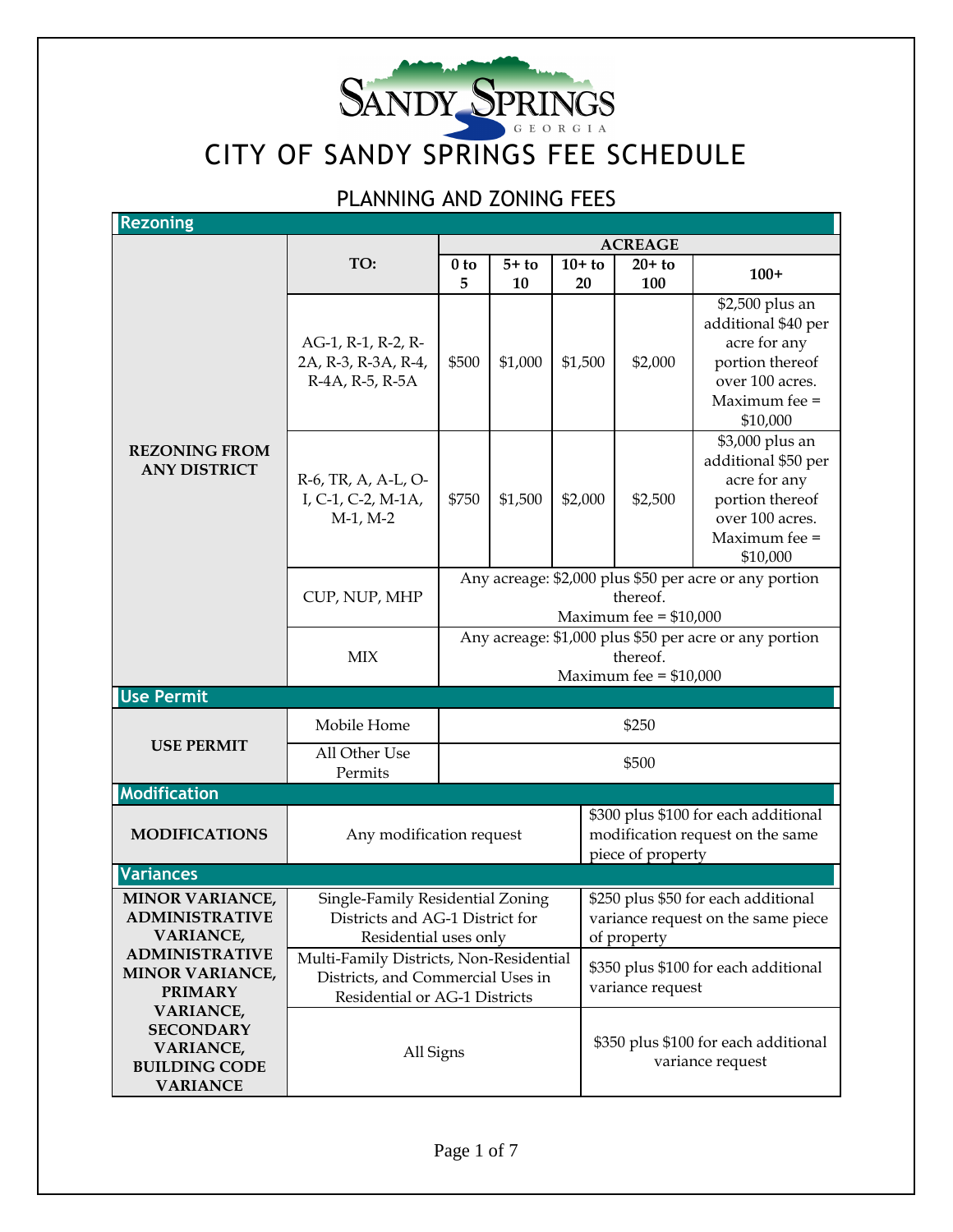# CITY OF SANDY SPRINGS FEE SCHEDULE

## PLANNING AND ZONING FEES

### Rezoning

| | TO: | ACREAGE | | | | |
|---|---|---|---|---|---|---|
| | | 0 to 5 | 5+ to 10 | 10+ to 20 | 20+ to 100 | 100+ |
| **REZONING FROM ANY DISTRICT** | AG-1, R-1, R-2, R-2A, R-3, R-3A, R-4, R-4A, R-5, R-5A | $500 | $1,000 | $1,500 | $2,000 | $2,500 plus an additional $40 per acre for any portion thereof over 100 acres. Maximum fee = $10,000 |
| | R-6, TR, A, A-L, O-I, C-1, C-2, M-1A, M-1, M-2 | $750 | $1,500 | $2,000 | $2,500 | $3,000 plus an additional $50 per acre for any portion thereof over 100 acres. Maximum fee = $10,000 |
| | CUP, NUP, MHP | Any acreage: $2,000 plus $50 per acre or any portion thereof. Maximum fee = $10,000 | | | | |
| | MIX | Any acreage: $1,000 plus $50 per acre or any portion thereof. Maximum fee = $10,000 | | | | |

### Use Permit

| | | |
|---|---|---|
| **USE PERMIT** | Mobile Home | $250 |
| | All Other Use Permits | $500 |

### Modification

| | | |
|---|---|---|
| **MODIFICATIONS** | Any modification request | $300 plus $100 for each additional modification request on the same piece of property |

### Variances

| | | |
|---|---|---|
| **MINOR VARIANCE, ADMINISTRATIVE VARIANCE, ADMINISTRATIVE MINOR VARIANCE, PRIMARY VARIANCE, SECONDARY VARIANCE, BUILDING CODE VARIANCE** | Single-Family Residential Zoning Districts and AG-1 District for Residential uses only | $250 plus $50 for each additional variance request on the same piece of property |
| | Multi-Family Districts, Non-Residential Districts, and Commercial Uses in Residential or AG-1 Districts | $350 plus $100 for each additional variance request |
| | All Signs | $350 plus $100 for each additional variance request |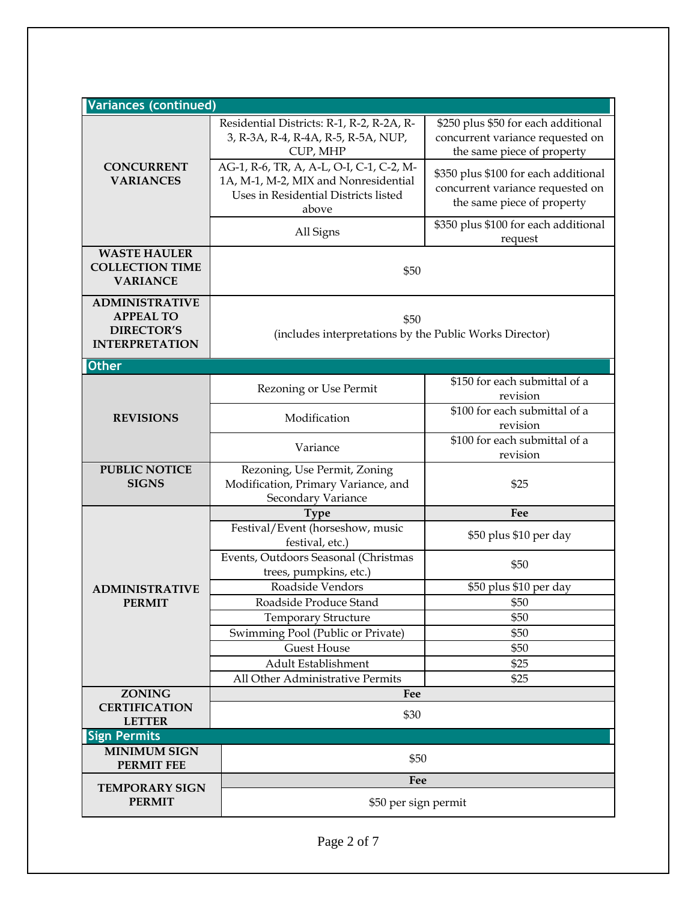## Variances (continued)

| | | |
|---|---|---|
| **CONCURRENT VARIANCES** | Residential Districts: R-1, R-2, R-2A, R-3, R-3A, R-4, R-4A, R-5, R-5A, NUP, CUP, MHP | $250 plus $50 for each additional concurrent variance requested on the same piece of property |
| | AG-1, R-6, TR, A, A-L, O-I, C-1, C-2, M-1A, M-1, M-2, MIX and Nonresidential Uses in Residential Districts listed above | $350 plus $100 for each additional concurrent variance requested on the same piece of property |
| | All Signs | $350 plus $100 for each additional request |
| **WASTE HAULER COLLECTION TIME VARIANCE** | $50 | |
| **ADMINISTRATIVE APPEAL TO DIRECTOR'S INTERPRETATION** | $50 (includes interpretations by the Public Works Director) | |

## Other

| | | |
|---|---|---|
| **REVISIONS** | Rezoning or Use Permit | $150 for each submittal of a revision |
| | Modification | $100 for each submittal of a revision |
| | Variance | $100 for each submittal of a revision |
| **PUBLIC NOTICE SIGNS** | Rezoning, Use Permit, Zoning Modification, Primary Variance, and Secondary Variance | $25 |
| **ADMINISTRATIVE PERMIT** | **Type** | **Fee** |
| | Festival/Event (horseshow, music festival, etc.) | $50 plus $10 per day |
| | Events, Outdoors Seasonal (Christmas trees, pumpkins, etc.) | $50 |
| | Roadside Vendors | $50 plus $10 per day |
| | Roadside Produce Stand | $50 |
| | Temporary Structure | $50 |
| | Swimming Pool (Public or Private) | $50 |
| | Guest House | $50 |
| | Adult Establishment | $25 |
| | All Other Administrative Permits | $25 |
| **ZONING CERTIFICATION LETTER** | **Fee** | |
| | $30 | |

## Sign Permits

| | |
|---|---|
| **MINIMUM SIGN PERMIT FEE** | $50 |
| **TEMPORARY SIGN PERMIT** | **Fee** |
| | $50 per sign permit |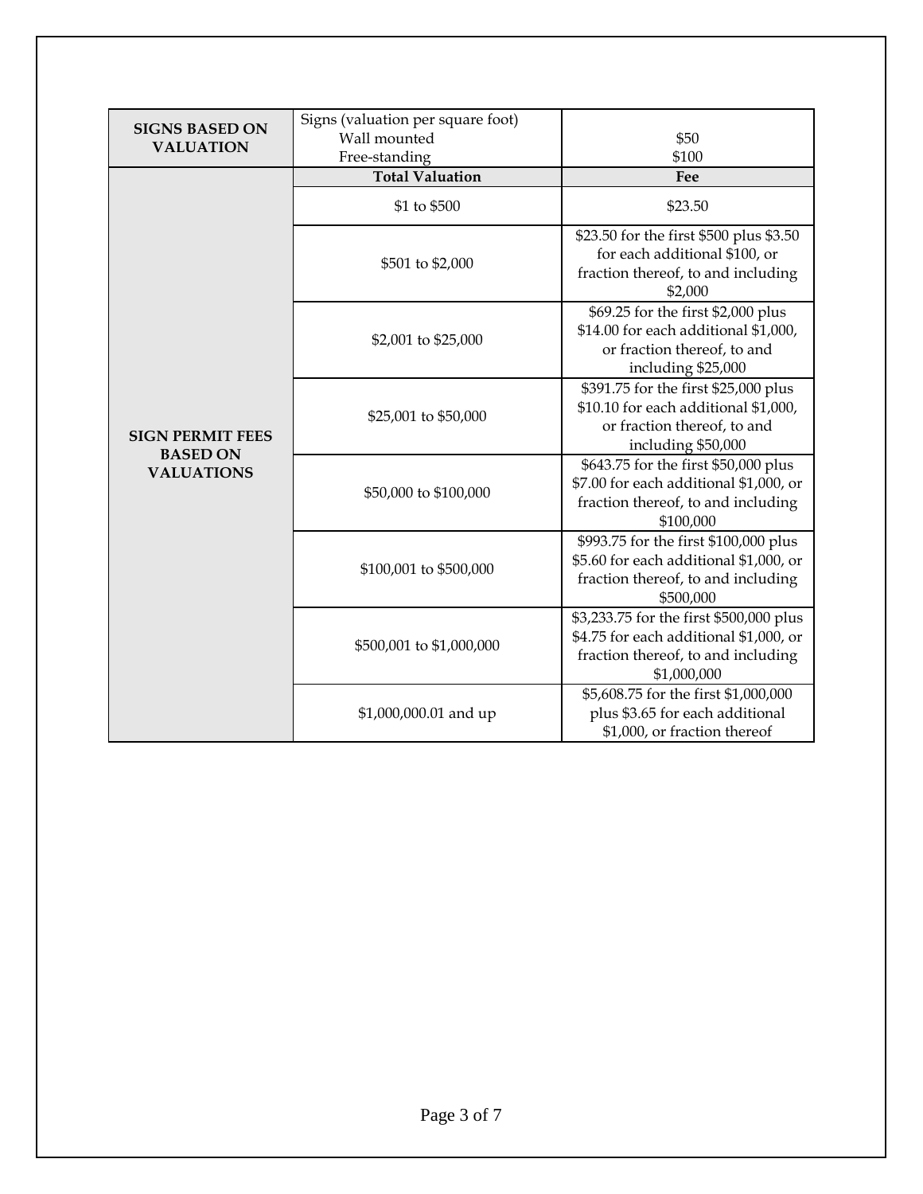| | | |
|---|---|---|
| **SIGNS BASED ON VALUATION** | Signs (valuation per square foot)<br>Wall mounted<br>Free-standing | <br>$50<br>$100 |
| **SIGN PERMIT FEES BASED ON VALUATIONS** | **Total Valuation** | **Fee** |
| | $1 to $500 | $23.50 |
| | $501 to $2,000 | $23.50 for the first $500 plus $3.50 for each additional $100, or fraction thereof, to and including $2,000 |
| | $2,001 to $25,000 | $69.25 for the first $2,000 plus $14.00 for each additional $1,000, or fraction thereof, to and including $25,000 |
| | $25,001 to $50,000 | $391.75 for the first $25,000 plus $10.10 for each additional $1,000, or fraction thereof, to and including $50,000 |
| | $50,000 to $100,000 | $643.75 for the first $50,000 plus $7.00 for each additional $1,000, or fraction thereof, to and including $100,000 |
| | $100,001 to $500,000 | $993.75 for the first $100,000 plus $5.60 for each additional $1,000, or fraction thereof, to and including $500,000 |
| | $500,001 to $1,000,000 | $3,233.75 for the first $500,000 plus $4.75 for each additional $1,000, or fraction thereof, to and including $1,000,000 |
| | $1,000,000.01 and up | $5,608.75 for the first $1,000,000 plus $3.65 for each additional $1,000, or fraction thereof |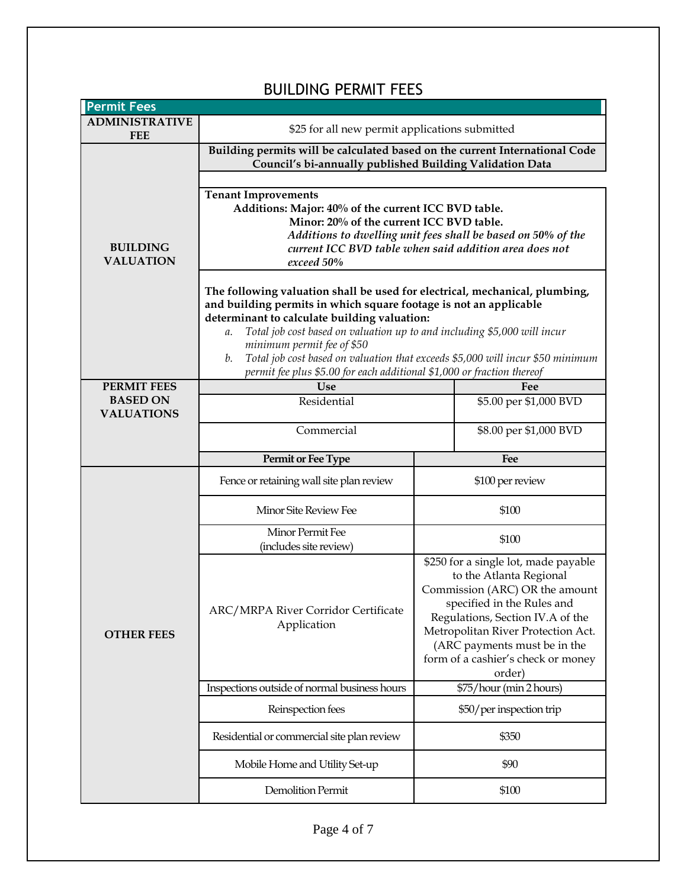# BUILDING PERMIT FEES

## Permit Fees

| | |
|---|---|
| **ADMINISTRATIVE FEE** | $25 for all new permit applications submitted |
| **BUILDING VALUATION** | **Building permits will be calculated based on the current International Code Council's bi-annually published Building Validation Data**<br><br>**Tenant Improvements**<br>**Additions: Major: 40% of the current ICC BVD table.**<br>**Minor: 20% of the current ICC BVD table.**<br>***Additions to dwelling unit fees shall be based on 50% of the current ICC BVD table when said addition area does not exceed 50%***<br><br>**The following valuation shall be used for electrical, mechanical, plumbing, and building permits in which square footage is not an applicable determinant to calculate building valuation:**<br>a. *Total job cost based on valuation up to and including $5,000 will incur minimum permit fee of $50*<br>b. *Total job cost based on valuation that exceeds $5,000 will incur $50 minimum permit fee plus $5.00 for each additional $1,000 or fraction thereof* |

| | Use | Fee |
|---|---|---|
| **PERMIT FEES BASED ON VALUATIONS** | Residential | $5.00 per $1,000 BVD |
| | Commercial | $8.00 per $1,000 BVD |

| | Permit or Fee Type | Fee |
|---|---|---|
| **OTHER FEES** | Fence or retaining wall site plan review | $100 per review |
| | Minor Site Review Fee | $100 |
| | Minor Permit Fee (includes site review) | $100 |
| | ARC/MRPA River Corridor Certificate Application | $250 for a single lot, made payable to the Atlanta Regional Commission (ARC) OR the amount specified in the Rules and Regulations, Section IV.A of the Metropolitan River Protection Act. (ARC payments must be in the form of a cashier's check or money order) |
| | Inspections outside of normal business hours | $75/hour (min 2 hours) |
| | Reinspection fees | $50/per inspection trip |
| | Residential or commercial site plan review | $350 |
| | Mobile Home and Utility Set-up | $90 |
| | Demolition Permit | $100 |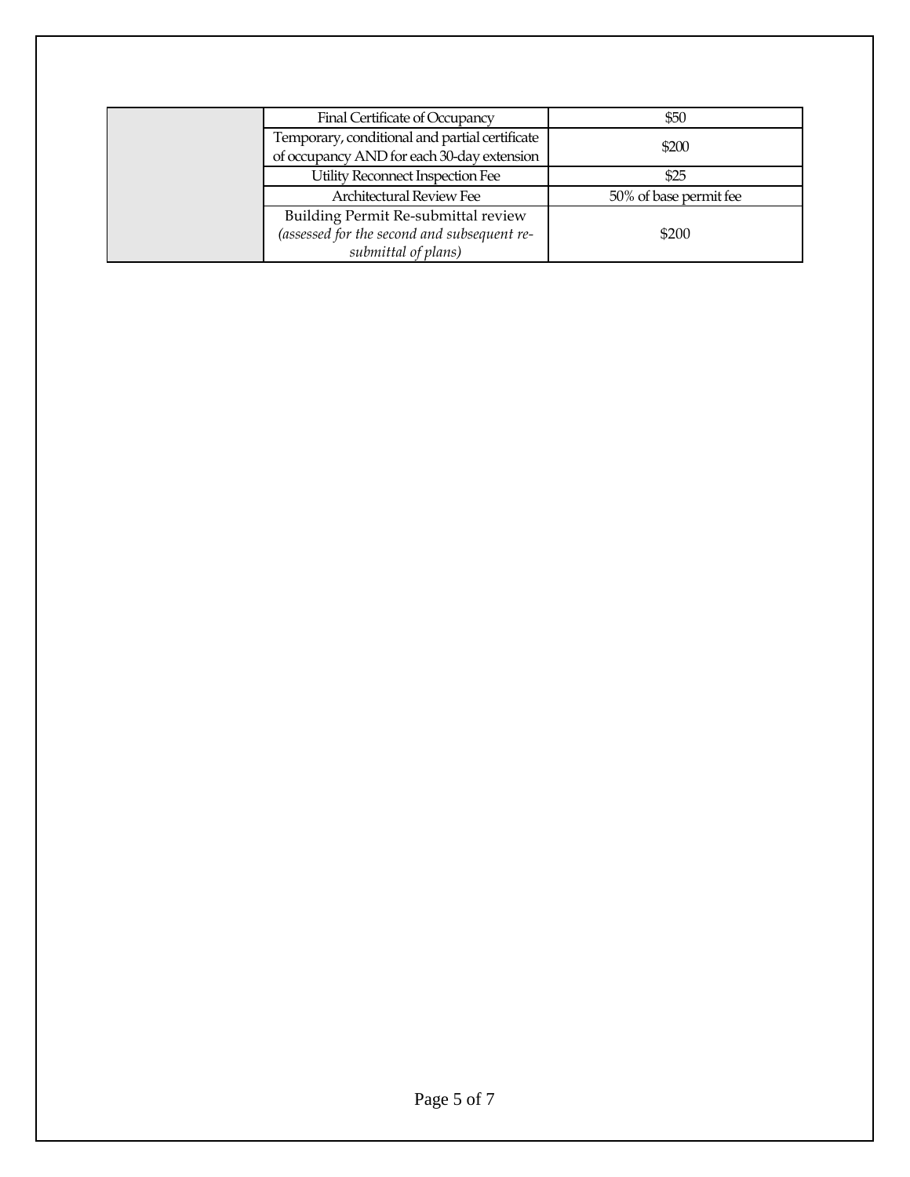| | | |
|---|---|---|
| | Final Certificate of Occupancy | $50 |
| | Temporary, conditional and partial certificate of occupancy AND for each 30-day extension | $200 |
| | Utility Reconnect Inspection Fee | $25 |
| | Architectural Review Fee | 50% of base permit fee |
| | Building Permit Re-submittal review *(assessed for the second and subsequent re-submittal of plans)* | $200 |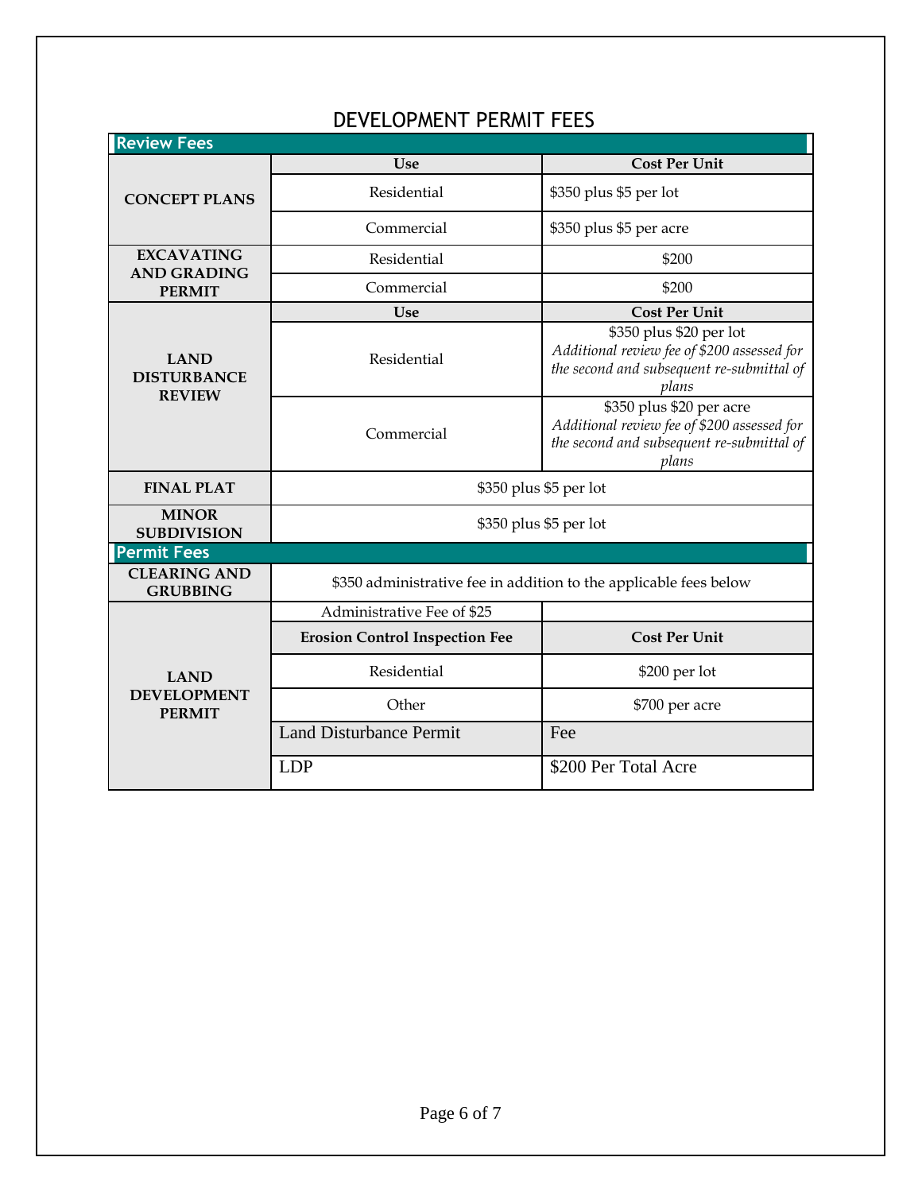# DEVELOPMENT PERMIT FEES

## Review Fees

| | Use | Cost Per Unit |
|---|---|---|
| **CONCEPT PLANS** | Residential | $350 plus $5 per lot |
| | Commercial | $350 plus $5 per acre |
| **EXCAVATING AND GRADING PERMIT** | Residential | $200 |
| | Commercial | $200 |
| **LAND DISTURBANCE REVIEW** | **Use** | **Cost Per Unit** |
| | Residential | $350 plus $20 per lot *Additional review fee of $200 assessed for the second and subsequent re-submittal of plans* |
| | Commercial | $350 plus $20 per acre *Additional review fee of $200 assessed for the second and subsequent re-submittal of plans* |
| **FINAL PLAT** | $350 plus $5 per lot | |
| **MINOR SUBDIVISION** | $350 plus $5 per lot | |

## Permit Fees

| | | |
|---|---|---|
| **CLEARING AND GRUBBING** | $350 administrative fee in addition to the applicable fees below | |
| **LAND DEVELOPMENT PERMIT** | Administrative Fee of $25 | |
| | **Erosion Control Inspection Fee** | **Cost Per Unit** |
| | Residential | $200 per lot |
| | Other | $700 per acre |
| | Land Disturbance Permit | Fee |
| | LDP | $200 Per Total Acre |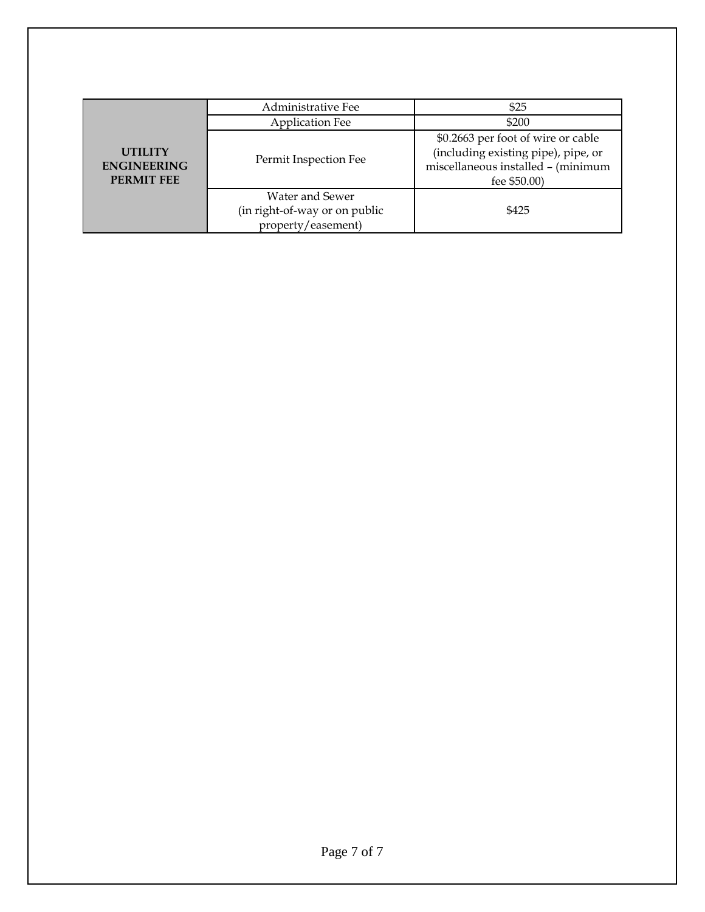| | | |
|---|---|---|
| **UTILITY ENGINEERING PERMIT FEE** | Administrative Fee | $25 |
| | Application Fee | $200 |
| | Permit Inspection Fee | $0.2663 per foot of wire or cable (including existing pipe), pipe, or miscellaneous installed – (minimum fee $50.00) |
| | Water and Sewer (in right-of-way or on public property/easement) | $425 |